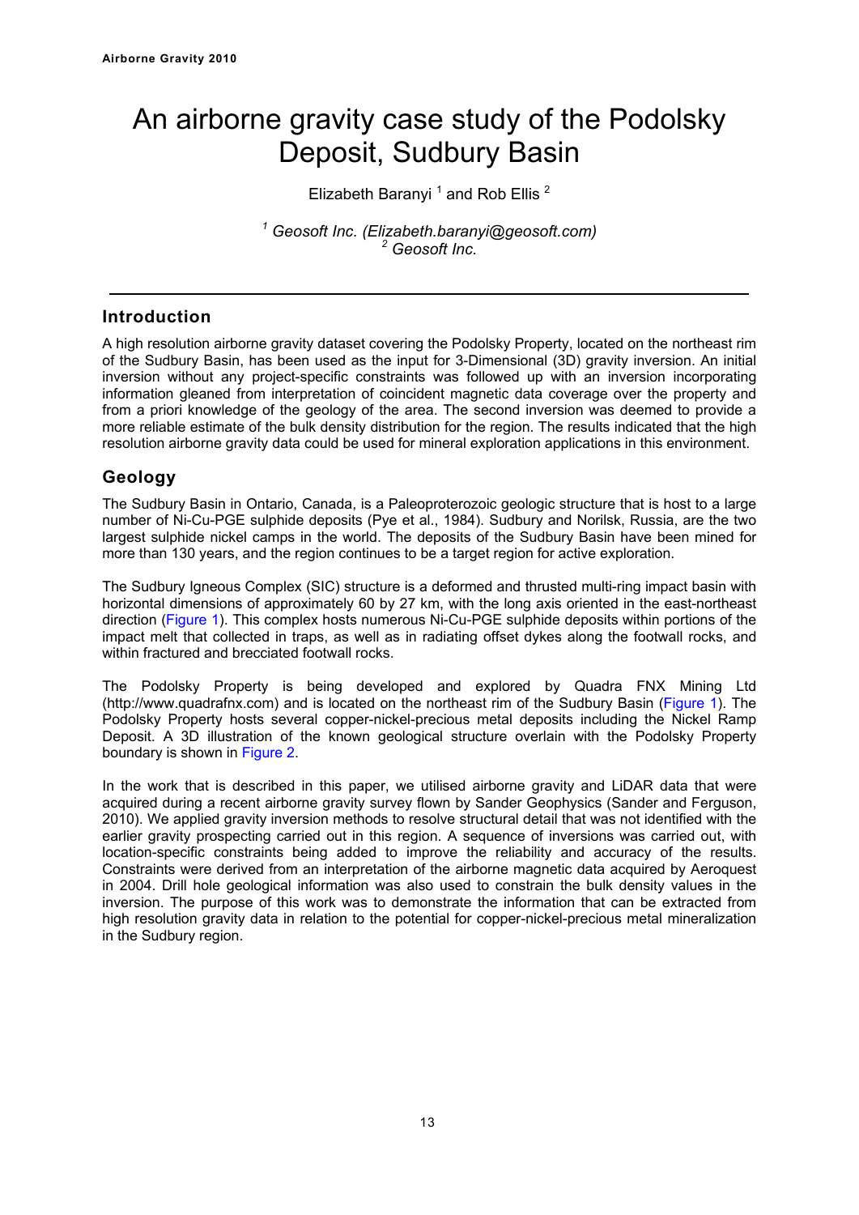# An airborne gravity case study of the Podolsky Deposit, Sudbury Basin

Elizabeth Baranyi [1] and Rob Ellis [2]

*[1] Geosoft Inc. (Elizabeth.baranyi@geosoft.com)*
*[2] Geosoft Inc.*

---

## Introduction

A high resolution airborne gravity dataset covering the Podolsky Property, located on the northeast rim of the Sudbury Basin, has been used as the input for 3-Dimensional (3D) gravity inversion. An initial inversion without any project-specific constraints was followed up with an inversion incorporating information gleaned from interpretation of coincident magnetic data coverage over the property and from a priori knowledge of the geology of the area. The second inversion was deemed to provide a more reliable estimate of the bulk density distribution for the region. The results indicated that the high resolution airborne gravity data could be used for mineral exploration applications in this environment.

## Geology

The Sudbury Basin in Ontario, Canada, is a Paleoproterozoic geologic structure that is host to a large number of Ni-Cu-PGE sulphide deposits (Pye et al., 1984). Sudbury and Norilsk, Russia, are the two largest sulphide nickel camps in the world. The deposits of the Sudbury Basin have been mined for more than 130 years, and the region continues to be a target region for active exploration.

The Sudbury Igneous Complex (SIC) structure is a deformed and thrusted multi-ring impact basin with horizontal dimensions of approximately 60 by 27 km, with the long axis oriented in the east-northeast direction (Figure 1). This complex hosts numerous Ni-Cu-PGE sulphide deposits within portions of the impact melt that collected in traps, as well as in radiating offset dykes along the footwall rocks, and within fractured and brecciated footwall rocks.

The Podolsky Property is being developed and explored by Quadra FNX Mining Ltd (http://www.quadrafnx.com) and is located on the northeast rim of the Sudbury Basin (Figure 1). The Podolsky Property hosts several copper-nickel-precious metal deposits including the Nickel Ramp Deposit. A 3D illustration of the known geological structure overlain with the Podolsky Property boundary is shown in Figure 2.

In the work that is described in this paper, we utilised airborne gravity and LiDAR data that were acquired during a recent airborne gravity survey flown by Sander Geophysics (Sander and Ferguson, 2010). We applied gravity inversion methods to resolve structural detail that was not identified with the earlier gravity prospecting carried out in this region. A sequence of inversions was carried out, with location-specific constraints being added to improve the reliability and accuracy of the results. Constraints were derived from an interpretation of the airborne magnetic data acquired by Aeroquest in 2004. Drill hole geological information was also used to constrain the bulk density values in the inversion. The purpose of this work was to demonstrate the information that can be extracted from high resolution gravity data in relation to the potential for copper-nickel-precious metal mineralization in the Sudbury region.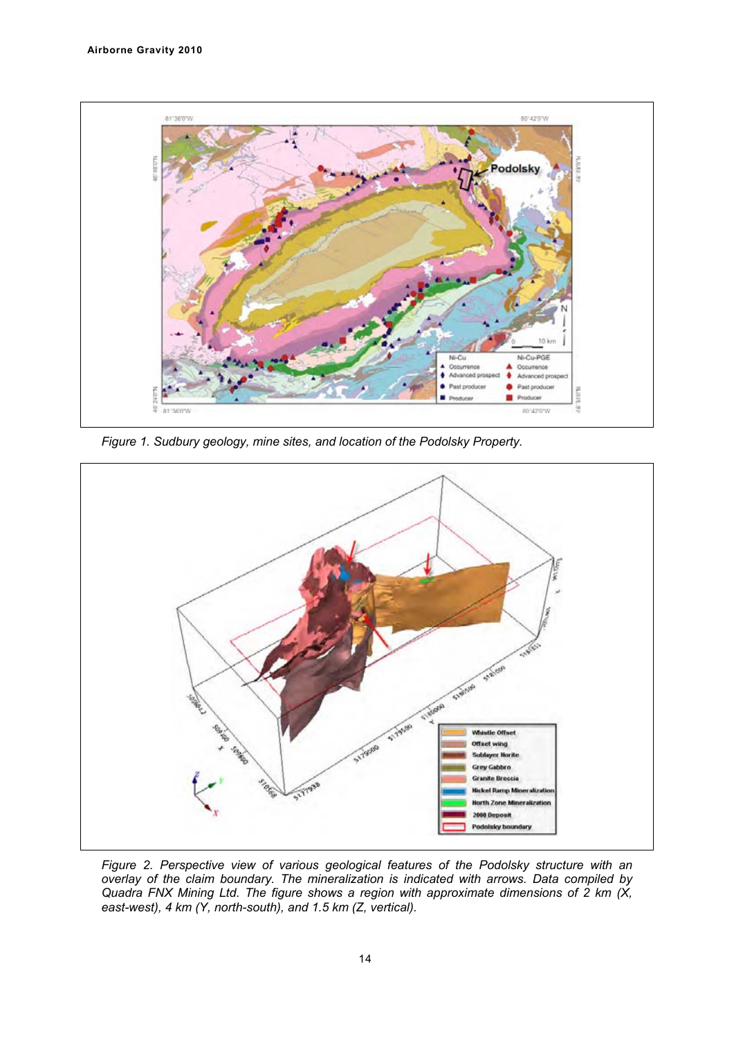*Figure 1. Sudbury geology, mine sites, and location of the Podolsky Property.*

*Figure 2. Perspective view of various geological features of the Podolsky structure with an overlay of the claim boundary. The mineralization is indicated with arrows. Data compiled by Quadra FNX Mining Ltd. The figure shows a region with approximate dimensions of 2 km (X, east-west), 4 km (Y, north-south), and 1.5 km (Z, vertical).*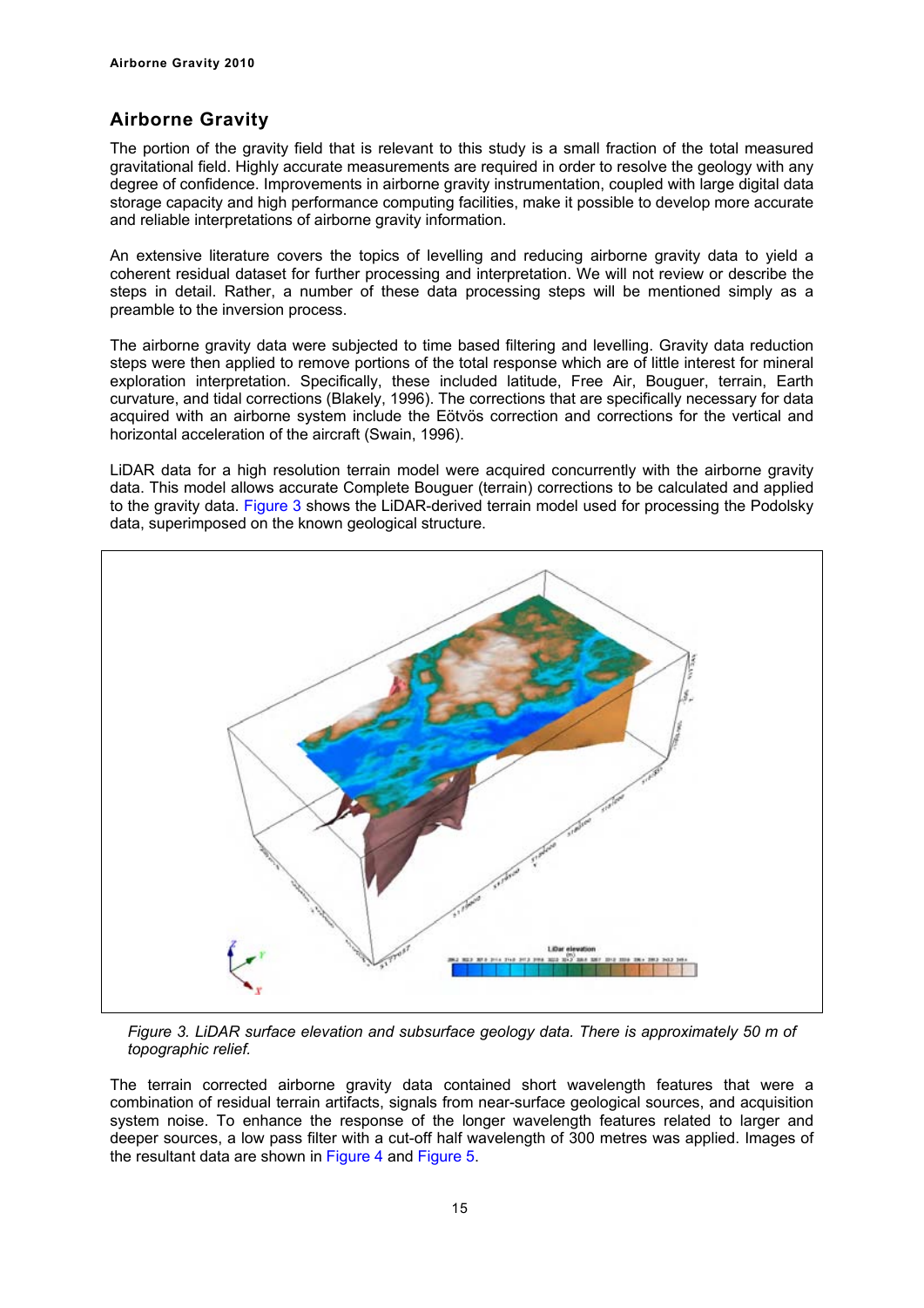## Airborne Gravity

The portion of the gravity field that is relevant to this study is a small fraction of the total measured gravitational field. Highly accurate measurements are required in order to resolve the geology with any degree of confidence. Improvements in airborne gravity instrumentation, coupled with large digital data storage capacity and high performance computing facilities, make it possible to develop more accurate and reliable interpretations of airborne gravity information.

An extensive literature covers the topics of levelling and reducing airborne gravity data to yield a coherent residual dataset for further processing and interpretation. We will not review or describe the steps in detail. Rather, a number of these data processing steps will be mentioned simply as a preamble to the inversion process.

The airborne gravity data were subjected to time based filtering and levelling. Gravity data reduction steps were then applied to remove portions of the total response which are of little interest for mineral exploration interpretation. Specifically, these included latitude, Free Air, Bouguer, terrain, Earth curvature, and tidal corrections (Blakely, 1996). The corrections that are specifically necessary for data acquired with an airborne system include the Eötvös correction and corrections for the vertical and horizontal acceleration of the aircraft (Swain, 1996).

LiDAR data for a high resolution terrain model were acquired concurrently with the airborne gravity data. This model allows accurate Complete Bouguer (terrain) corrections to be calculated and applied to the gravity data. Figure 3 shows the LiDAR-derived terrain model used for processing the Podolsky data, superimposed on the known geological structure.

*Figure 3. LiDAR surface elevation and subsurface geology data. There is approximately 50 m of topographic relief.*

The terrain corrected airborne gravity data contained short wavelength features that were a combination of residual terrain artifacts, signals from near-surface geological sources, and acquisition system noise. To enhance the response of the longer wavelength features related to larger and deeper sources, a low pass filter with a cut-off half wavelength of 300 metres was applied. Images of the resultant data are shown in Figure 4 and Figure 5.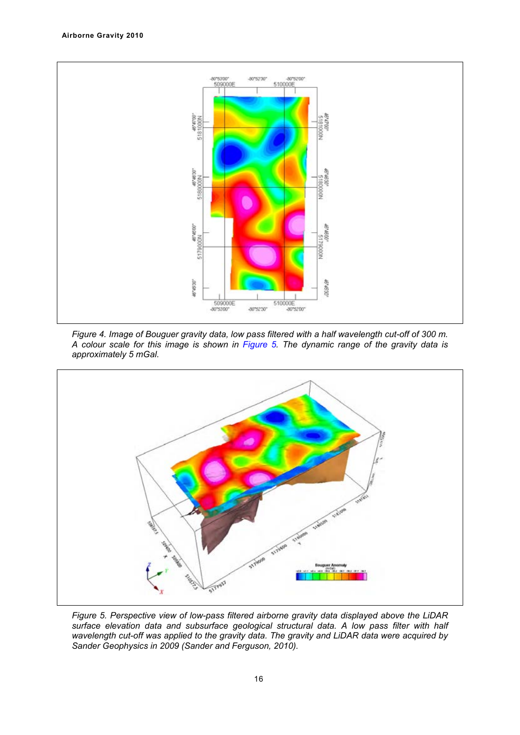Figure 4. Image of Bouguer gravity data, low pass filtered with a half wavelength cut-off of 300 m. A colour scale for this image is shown in Figure 5. The dynamic range of the gravity data is approximately 5 mGal.

Figure 5. Perspective view of low-pass filtered airborne gravity data displayed above the LiDAR surface elevation data and subsurface geological structural data. A low pass filter with half wavelength cut-off was applied to the gravity data. The gravity and LiDAR data were acquired by Sander Geophysics in 2009 (Sander and Ferguson, 2010).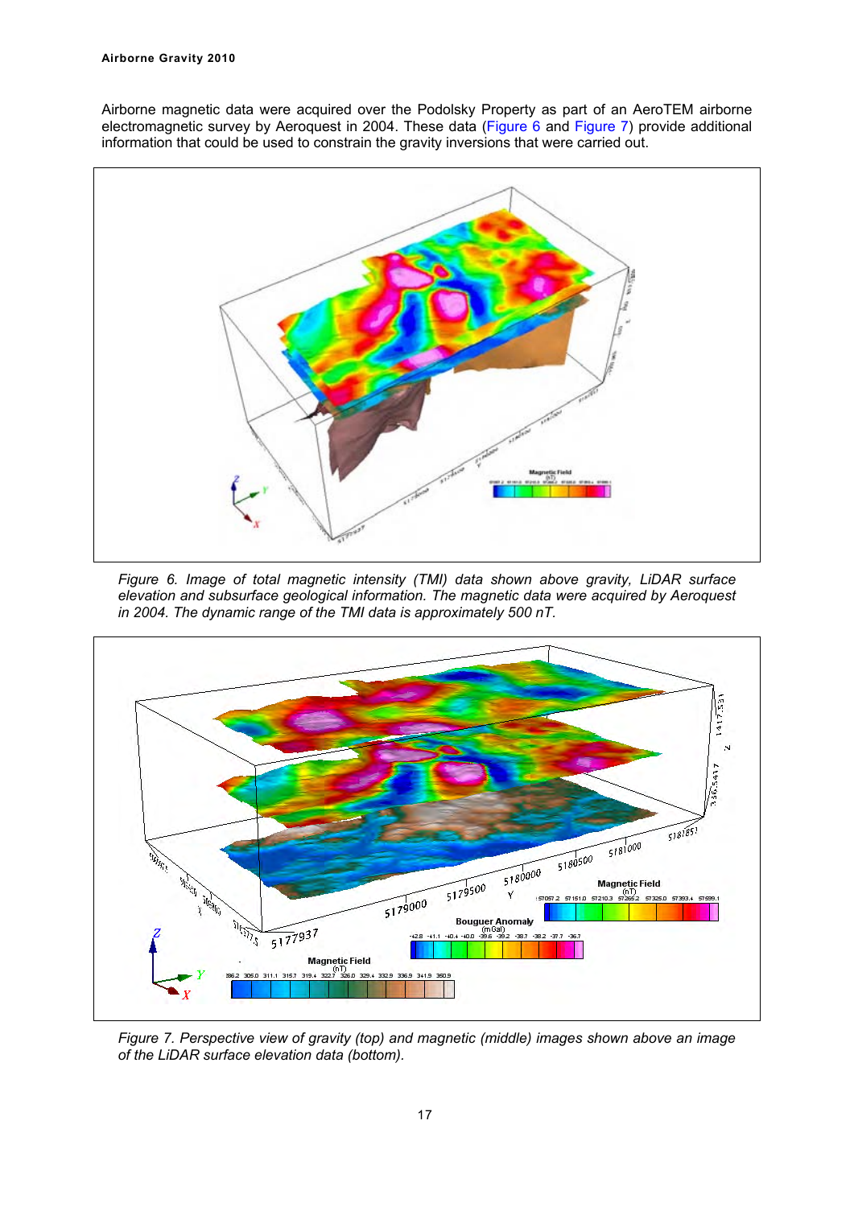Airborne magnetic data were acquired over the Podolsky Property as part of an AeroTEM airborne electromagnetic survey by Aeroquest in 2004. These data (Figure 6 and Figure 7) provide additional information that could be used to constrain the gravity inversions that were carried out.

*Figure 6. Image of total magnetic intensity (TMI) data shown above gravity, LiDAR surface elevation and subsurface geological information. The magnetic data were acquired by Aeroquest in 2004. The dynamic range of the TMI data is approximately 500 nT.*

*Figure 7. Perspective view of gravity (top) and magnetic (middle) images shown above an image of the LiDAR surface elevation data (bottom).*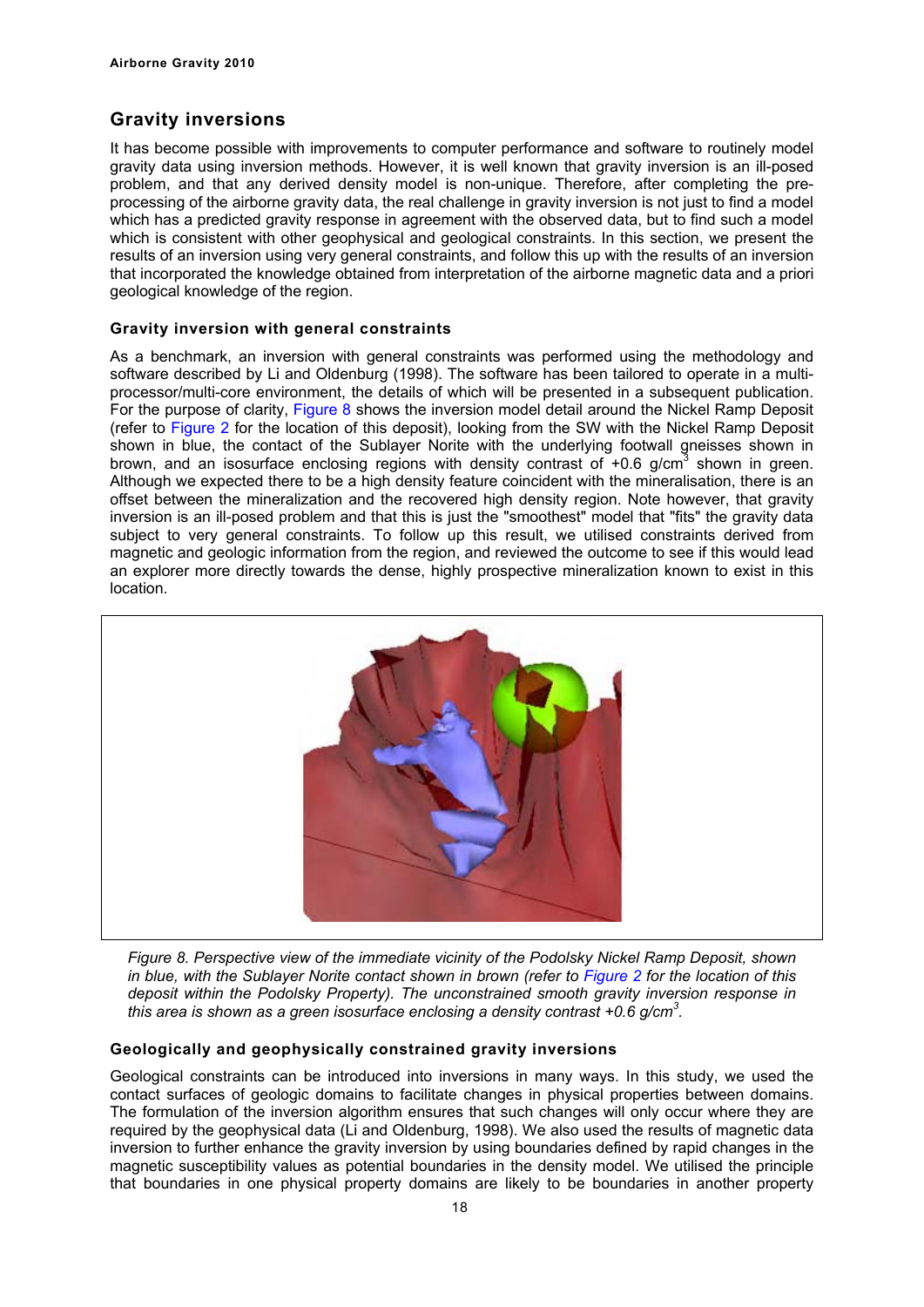## Gravity inversions

It has become possible with improvements to computer performance and software to routinely model gravity data using inversion methods. However, it is well known that gravity inversion is an ill-posed problem, and that any derived density model is non-unique. Therefore, after completing the pre-processing of the airborne gravity data, the real challenge in gravity inversion is not just to find a model which has a predicted gravity response in agreement with the observed data, but to find such a model which is consistent with other geophysical and geological constraints. In this section, we present the results of an inversion using very general constraints, and follow this up with the results of an inversion that incorporated the knowledge obtained from interpretation of the airborne magnetic data and a priori geological knowledge of the region.

### Gravity inversion with general constraints

As a benchmark, an inversion with general constraints was performed using the methodology and software described by Li and Oldenburg (1998). The software has been tailored to operate in a multi-processor/multi-core environment, the details of which will be presented in a subsequent publication. For the purpose of clarity, Figure 8 shows the inversion model detail around the Nickel Ramp Deposit (refer to Figure 2 for the location of this deposit), looking from the SW with the Nickel Ramp Deposit shown in blue, the contact of the Sublayer Norite with the underlying footwall gneisses shown in brown, and an isosurface enclosing regions with density contrast of +0.6 g/cm$^3$ shown in green. Although we expected there to be a high density feature coincident with the mineralisation, there is an offset between the mineralization and the recovered high density region. Note however, that gravity inversion is an ill-posed problem and that this is just the "smoothest" model that "fits" the gravity data subject to very general constraints. To follow up this result, we utilised constraints derived from magnetic and geologic information from the region, and reviewed the outcome to see if this would lead an explorer more directly towards the dense, highly prospective mineralization known to exist in this location.

*Figure 8. Perspective view of the immediate vicinity of the Podolsky Nickel Ramp Deposit, shown in blue, with the Sublayer Norite contact shown in brown (refer to Figure 2 for the location of this deposit within the Podolsky Property). The unconstrained smooth gravity inversion response in this area is shown as a green isosurface enclosing a density contrast +0.6 g/cm$^3$.*

### Geologically and geophysically constrained gravity inversions

Geological constraints can be introduced into inversions in many ways. In this study, we used the contact surfaces of geologic domains to facilitate changes in physical properties between domains. The formulation of the inversion algorithm ensures that such changes will only occur where they are required by the geophysical data (Li and Oldenburg, 1998). We also used the results of magnetic data inversion to further enhance the gravity inversion by using boundaries defined by rapid changes in the magnetic susceptibility values as potential boundaries in the density model. We utilised the principle that boundaries in one physical property domains are likely to be boundaries in another property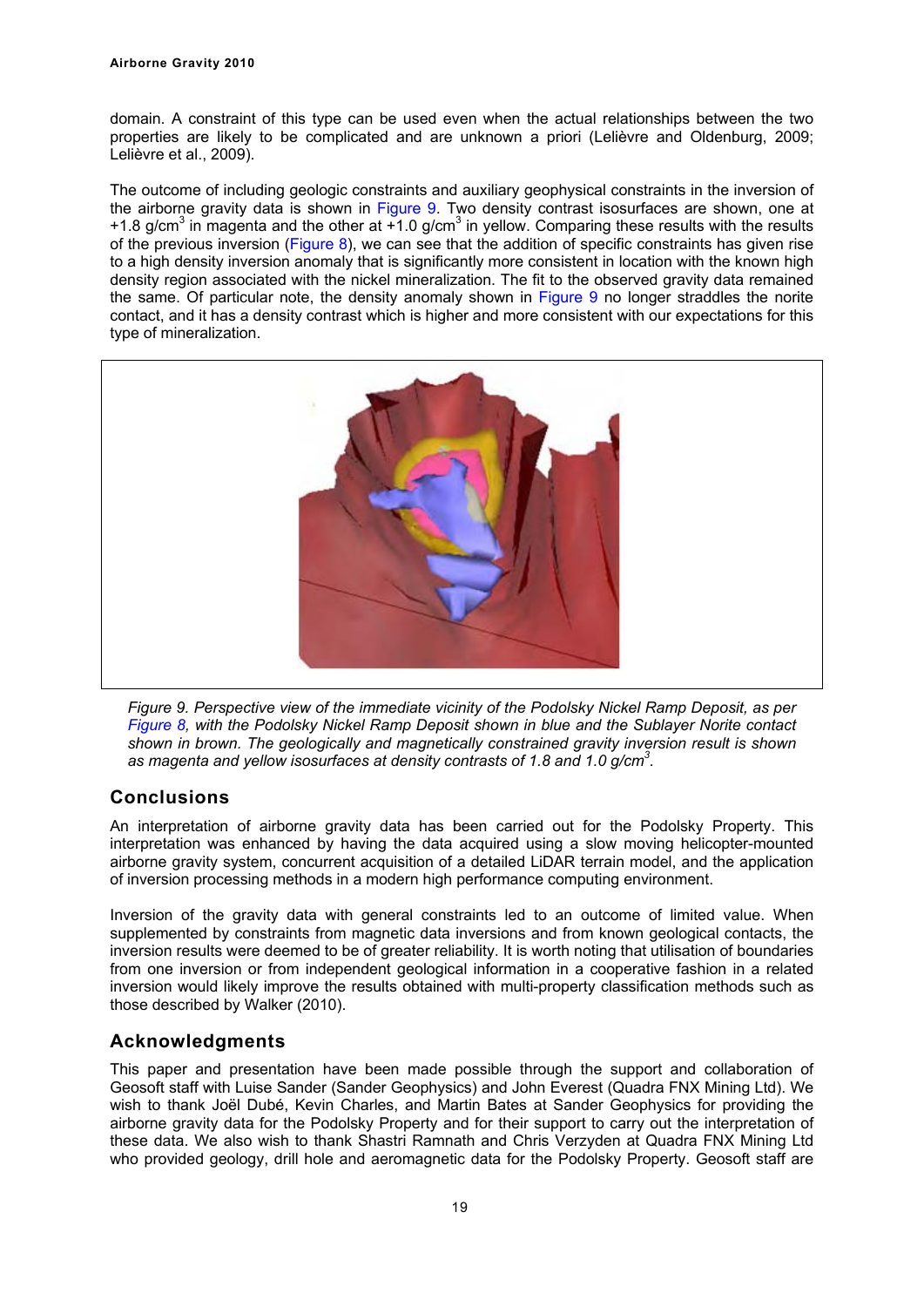domain. A constraint of this type can be used even when the actual relationships between the two properties are likely to be complicated and are unknown a priori (Lelièvre and Oldenburg, 2009; Lelièvre et al., 2009).

The outcome of including geologic constraints and auxiliary geophysical constraints in the inversion of the airborne gravity data is shown in Figure 9. Two density contrast isosurfaces are shown, one at +1.8 g/cm$^3$ in magenta and the other at +1.0 g/cm$^3$ in yellow. Comparing these results with the results of the previous inversion (Figure 8), we can see that the addition of specific constraints has given rise to a high density inversion anomaly that is significantly more consistent in location with the known high density region associated with the nickel mineralization. The fit to the observed gravity data remained the same. Of particular note, the density anomaly shown in Figure 9 no longer straddles the norite contact, and it has a density contrast which is higher and more consistent with our expectations for this type of mineralization.

*Figure 9. Perspective view of the immediate vicinity of the Podolsky Nickel Ramp Deposit, as per Figure 8, with the Podolsky Nickel Ramp Deposit shown in blue and the Sublayer Norite contact shown in brown. The geologically and magnetically constrained gravity inversion result is shown as magenta and yellow isosurfaces at density contrasts of 1.8 and 1.0 g/cm$^3$.*

## Conclusions

An interpretation of airborne gravity data has been carried out for the Podolsky Property. This interpretation was enhanced by having the data acquired using a slow moving helicopter-mounted airborne gravity system, concurrent acquisition of a detailed LiDAR terrain model, and the application of inversion processing methods in a modern high performance computing environment.

Inversion of the gravity data with general constraints led to an outcome of limited value. When supplemented by constraints from magnetic data inversions and from known geological contacts, the inversion results were deemed to be of greater reliability. It is worth noting that utilisation of boundaries from one inversion or from independent geological information in a cooperative fashion in a related inversion would likely improve the results obtained with multi-property classification methods such as those described by Walker (2010).

## Acknowledgments

This paper and presentation have been made possible through the support and collaboration of Geosoft staff with Luise Sander (Sander Geophysics) and John Everest (Quadra FNX Mining Ltd). We wish to thank Joël Dubé, Kevin Charles, and Martin Bates at Sander Geophysics for providing the airborne gravity data for the Podolsky Property and for their support to carry out the interpretation of these data. We also wish to thank Shastri Ramnath and Chris Verzyden at Quadra FNX Mining Ltd who provided geology, drill hole and aeromagnetic data for the Podolsky Property. Geosoft staff are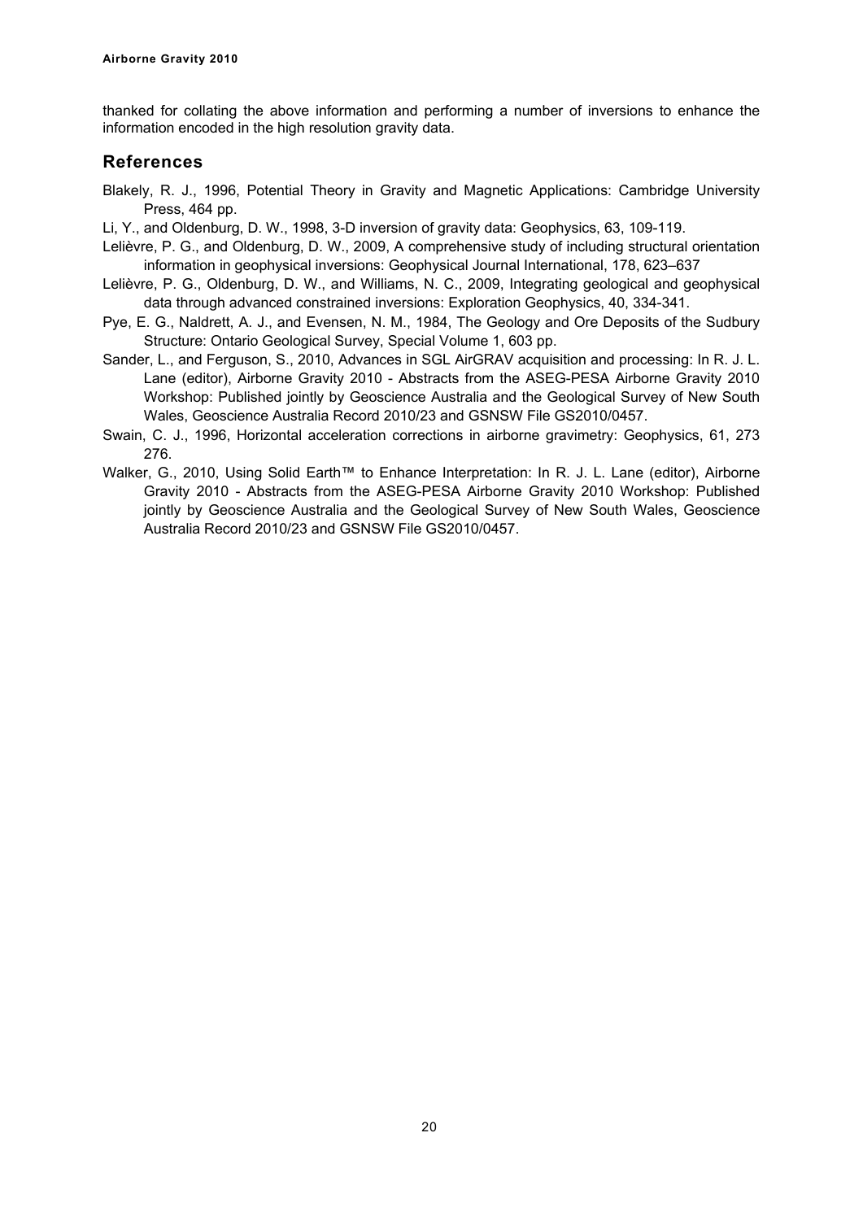thanked for collating the above information and performing a number of inversions to enhance the information encoded in the high resolution gravity data.

## References

Blakely, R. J., 1996, Potential Theory in Gravity and Magnetic Applications: Cambridge University Press, 464 pp.

Li, Y., and Oldenburg, D. W., 1998, 3-D inversion of gravity data: Geophysics, 63, 109-119.

Lelièvre, P. G., and Oldenburg, D. W., 2009, A comprehensive study of including structural orientation information in geophysical inversions: Geophysical Journal International, 178, 623–637

Lelièvre, P. G., Oldenburg, D. W., and Williams, N. C., 2009, Integrating geological and geophysical data through advanced constrained inversions: Exploration Geophysics, 40, 334-341.

Pye, E. G., Naldrett, A. J., and Evensen, N. M., 1984, The Geology and Ore Deposits of the Sudbury Structure: Ontario Geological Survey, Special Volume 1, 603 pp.

Sander, L., and Ferguson, S., 2010, Advances in SGL AirGRAV acquisition and processing: In R. J. L. Lane (editor), Airborne Gravity 2010 - Abstracts from the ASEG-PESA Airborne Gravity 2010 Workshop: Published jointly by Geoscience Australia and the Geological Survey of New South Wales, Geoscience Australia Record 2010/23 and GSNSW File GS2010/0457.

Swain, C. J., 1996, Horizontal acceleration corrections in airborne gravimetry: Geophysics, 61, 273 276.

Walker, G., 2010, Using Solid Earth™ to Enhance Interpretation: In R. J. L. Lane (editor), Airborne Gravity 2010 - Abstracts from the ASEG-PESA Airborne Gravity 2010 Workshop: Published jointly by Geoscience Australia and the Geological Survey of New South Wales, Geoscience Australia Record 2010/23 and GSNSW File GS2010/0457.